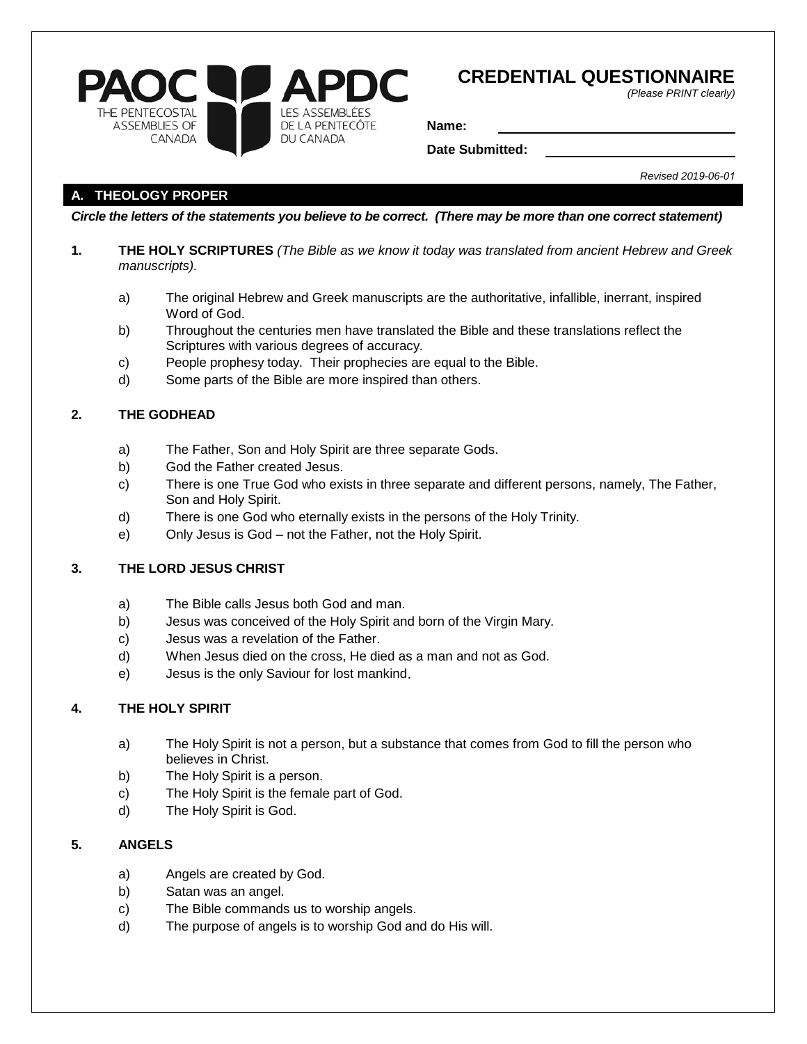PAOC APDC
THE PENTECOSTAL ASSEMBLIES OF CANADA
LES ASSEMBLÉES DE LA PENTECÔTE DU CANADA

# CREDENTIAL QUESTIONNAIRE

*(Please PRINT clearly)*

**Name:** ______________________________

**Date Submitted:** ______________________________

*Revised 2019-06-01*

## A. THEOLOGY PROPER

***Circle the letters of the statements you believe to be correct. (There may be more than one correct statement)***

**1. THE HOLY SCRIPTURES** *(The Bible as we know it today was translated from ancient Hebrew and Greek manuscripts).*

a) The original Hebrew and Greek manuscripts are the authoritative, infallible, inerrant, inspired Word of God.
b) Throughout the centuries men have translated the Bible and these translations reflect the Scriptures with various degrees of accuracy.
c) People prophesy today. Their prophecies are equal to the Bible.
d) Some parts of the Bible are more inspired than others.

**2. THE GODHEAD**

a) The Father, Son and Holy Spirit are three separate Gods.
b) God the Father created Jesus.
c) There is one True God who exists in three separate and different persons, namely, The Father, Son and Holy Spirit.
d) There is one God who eternally exists in the persons of the Holy Trinity.
e) Only Jesus is God – not the Father, not the Holy Spirit.

**3. THE LORD JESUS CHRIST**

a) The Bible calls Jesus both God and man.
b) Jesus was conceived of the Holy Spirit and born of the Virgin Mary.
c) Jesus was a revelation of the Father.
d) When Jesus died on the cross, He died as a man and not as God.
e) Jesus is the only Saviour for lost mankind.

**4. THE HOLY SPIRIT**

a) The Holy Spirit is not a person, but a substance that comes from God to fill the person who believes in Christ.
b) The Holy Spirit is a person.
c) The Holy Spirit is the female part of God.
d) The Holy Spirit is God.

**5. ANGELS**

a) Angels are created by God.
b) Satan was an angel.
c) The Bible commands us to worship angels.
d) The purpose of angels is to worship God and do His will.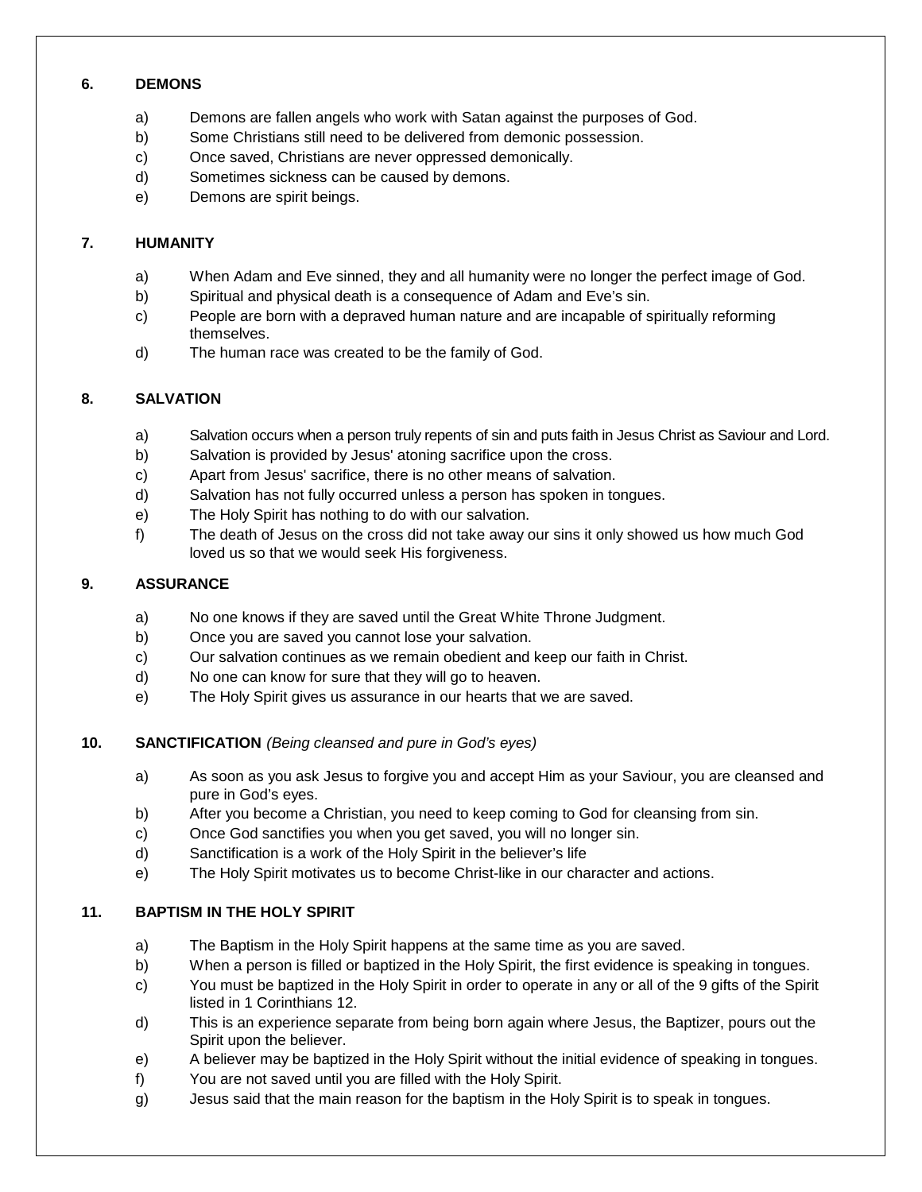### 6. DEMONS

a) Demons are fallen angels who work with Satan against the purposes of God.
b) Some Christians still need to be delivered from demonic possession.
c) Once saved, Christians are never oppressed demonically.
d) Sometimes sickness can be caused by demons.
e) Demons are spirit beings.

### 7. HUMANITY

a) When Adam and Eve sinned, they and all humanity were no longer the perfect image of God.
b) Spiritual and physical death is a consequence of Adam and Eve's sin.
c) People are born with a depraved human nature and are incapable of spiritually reforming themselves.
d) The human race was created to be the family of God.

### 8. SALVATION

a) Salvation occurs when a person truly repents of sin and puts faith in Jesus Christ as Saviour and Lord.
b) Salvation is provided by Jesus' atoning sacrifice upon the cross.
c) Apart from Jesus' sacrifice, there is no other means of salvation.
d) Salvation has not fully occurred unless a person has spoken in tongues.
e) The Holy Spirit has nothing to do with our salvation.
f) The death of Jesus on the cross did not take away our sins it only showed us how much God loved us so that we would seek His forgiveness.

### 9. ASSURANCE

a) No one knows if they are saved until the Great White Throne Judgment.
b) Once you are saved you cannot lose your salvation.
c) Our salvation continues as we remain obedient and keep our faith in Christ.
d) No one can know for sure that they will go to heaven.
e) The Holy Spirit gives us assurance in our hearts that we are saved.

### 10. SANCTIFICATION *(Being cleansed and pure in God's eyes)*

a) As soon as you ask Jesus to forgive you and accept Him as your Saviour, you are cleansed and pure in God's eyes.
b) After you become a Christian, you need to keep coming to God for cleansing from sin.
c) Once God sanctifies you when you get saved, you will no longer sin.
d) Sanctification is a work of the Holy Spirit in the believer's life
e) The Holy Spirit motivates us to become Christ-like in our character and actions.

### 11. BAPTISM IN THE HOLY SPIRIT

a) The Baptism in the Holy Spirit happens at the same time as you are saved.
b) When a person is filled or baptized in the Holy Spirit, the first evidence is speaking in tongues.
c) You must be baptized in the Holy Spirit in order to operate in any or all of the 9 gifts of the Spirit listed in 1 Corinthians 12.
d) This is an experience separate from being born again where Jesus, the Baptizer, pours out the Spirit upon the believer.
e) A believer may be baptized in the Holy Spirit without the initial evidence of speaking in tongues.
f) You are not saved until you are filled with the Holy Spirit.
g) Jesus said that the main reason for the baptism in the Holy Spirit is to speak in tongues.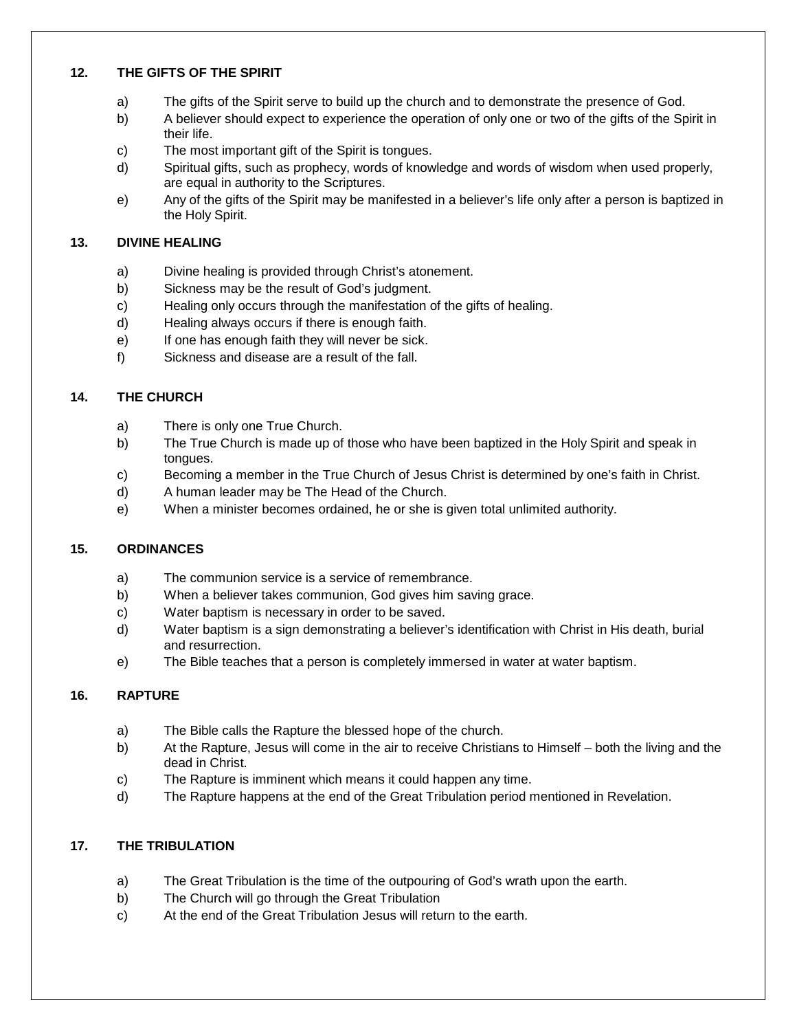## 12. THE GIFTS OF THE SPIRIT

a) The gifts of the Spirit serve to build up the church and to demonstrate the presence of God.
b) A believer should expect to experience the operation of only one or two of the gifts of the Spirit in their life.
c) The most important gift of the Spirit is tongues.
d) Spiritual gifts, such as prophecy, words of knowledge and words of wisdom when used properly, are equal in authority to the Scriptures.
e) Any of the gifts of the Spirit may be manifested in a believer's life only after a person is baptized in the Holy Spirit.

## 13. DIVINE HEALING

a) Divine healing is provided through Christ's atonement.
b) Sickness may be the result of God's judgment.
c) Healing only occurs through the manifestation of the gifts of healing.
d) Healing always occurs if there is enough faith.
e) If one has enough faith they will never be sick.
f) Sickness and disease are a result of the fall.

## 14. THE CHURCH

a) There is only one True Church.
b) The True Church is made up of those who have been baptized in the Holy Spirit and speak in tongues.
c) Becoming a member in the True Church of Jesus Christ is determined by one's faith in Christ.
d) A human leader may be The Head of the Church.
e) When a minister becomes ordained, he or she is given total unlimited authority.

## 15. ORDINANCES

a) The communion service is a service of remembrance.
b) When a believer takes communion, God gives him saving grace.
c) Water baptism is necessary in order to be saved.
d) Water baptism is a sign demonstrating a believer's identification with Christ in His death, burial and resurrection.
e) The Bible teaches that a person is completely immersed in water at water baptism.

## 16. RAPTURE

a) The Bible calls the Rapture the blessed hope of the church.
b) At the Rapture, Jesus will come in the air to receive Christians to Himself – both the living and the dead in Christ.
c) The Rapture is imminent which means it could happen any time.
d) The Rapture happens at the end of the Great Tribulation period mentioned in Revelation.

## 17. THE TRIBULATION

a) The Great Tribulation is the time of the outpouring of God's wrath upon the earth.
b) The Church will go through the Great Tribulation
c) At the end of the Great Tribulation Jesus will return to the earth.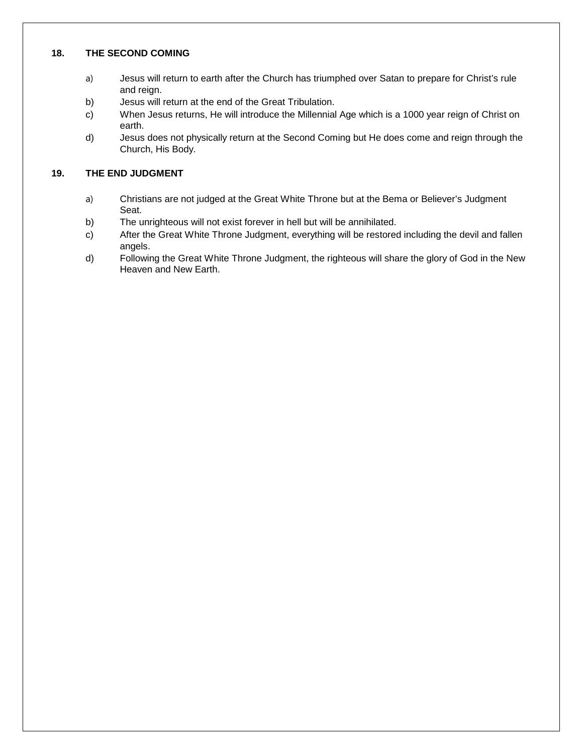**18. THE SECOND COMING**

a) Jesus will return to earth after the Church has triumphed over Satan to prepare for Christ's rule and reign.
b) Jesus will return at the end of the Great Tribulation.
c) When Jesus returns, He will introduce the Millennial Age which is a 1000 year reign of Christ on earth.
d) Jesus does not physically return at the Second Coming but He does come and reign through the Church, His Body.

**19. THE END JUDGMENT**

a) Christians are not judged at the Great White Throne but at the Bema or Believer's Judgment Seat.
b) The unrighteous will not exist forever in hell but will be annihilated.
c) After the Great White Throne Judgment, everything will be restored including the devil and fallen angels.
d) Following the Great White Throne Judgment, the righteous will share the glory of God in the New Heaven and New Earth.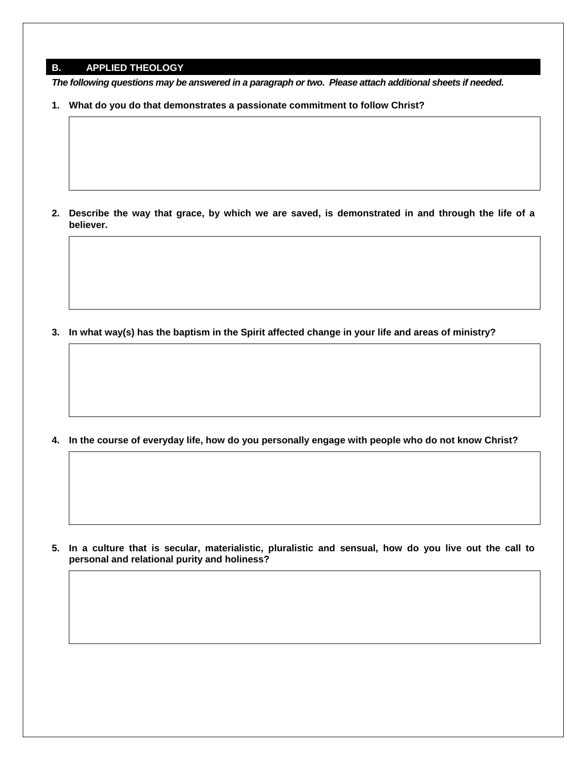## B. APPLIED THEOLOGY

***The following questions may be answered in a paragraph or two. Please attach additional sheets if needed.***

1. **What do you do that demonstrates a passionate commitment to follow Christ?**

2. **Describe the way that grace, by which we are saved, is demonstrated in and through the life of a believer.**

3. **In what way(s) has the baptism in the Spirit affected change in your life and areas of ministry?**

4. **In the course of everyday life, how do you personally engage with people who do not know Christ?**

5. **In a culture that is secular, materialistic, pluralistic and sensual, how do you live out the call to personal and relational purity and holiness?**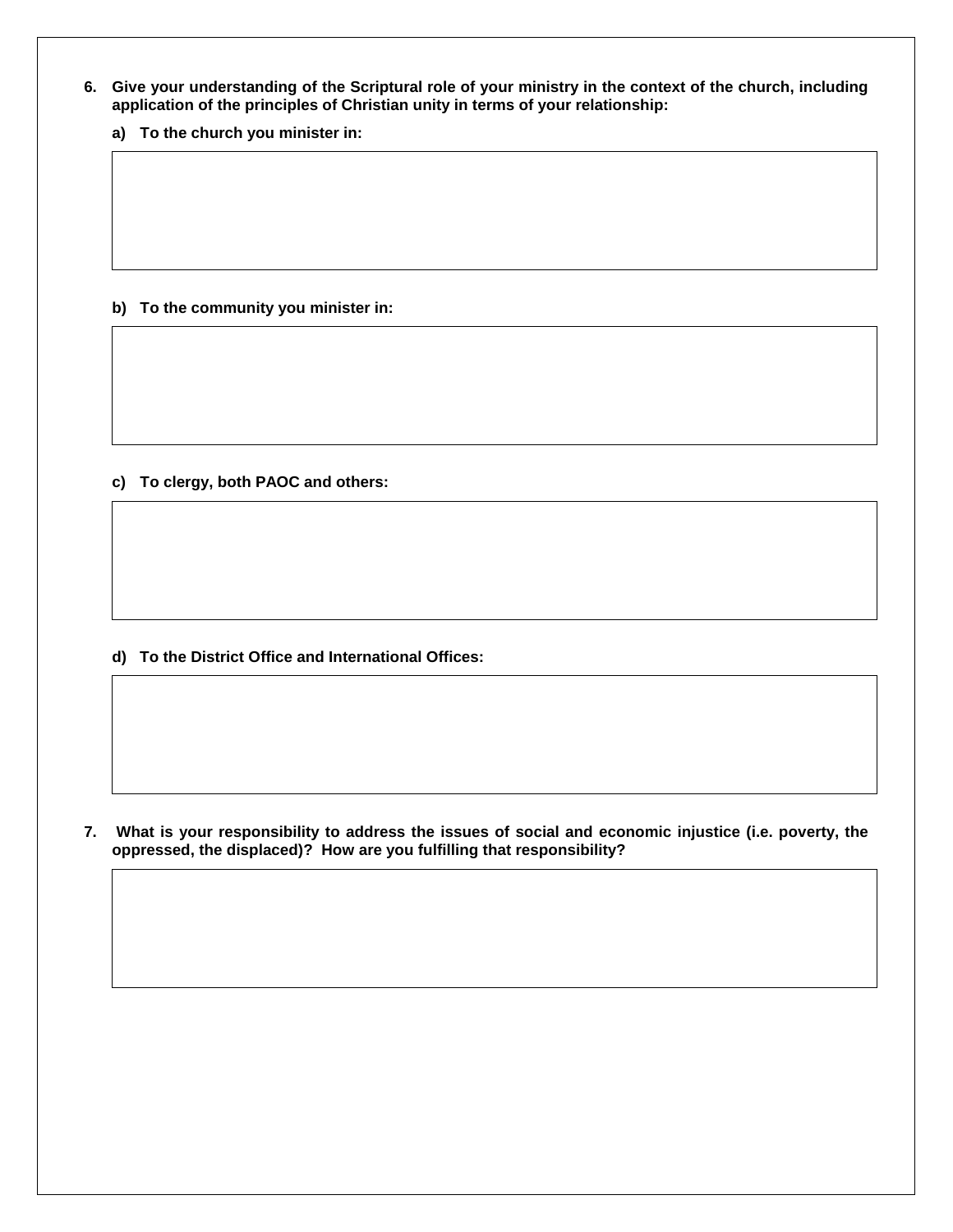**6. Give your understanding of the Scriptural role of your ministry in the context of the church, including application of the principles of Christian unity in terms of your relationship:**

**a) To the church you minister in:**

**b) To the community you minister in:**

**c) To clergy, both PAOC and others:**

**d) To the District Office and International Offices:**

**7. What is your responsibility to address the issues of social and economic injustice (i.e. poverty, the oppressed, the displaced)? How are you fulfilling that responsibility?**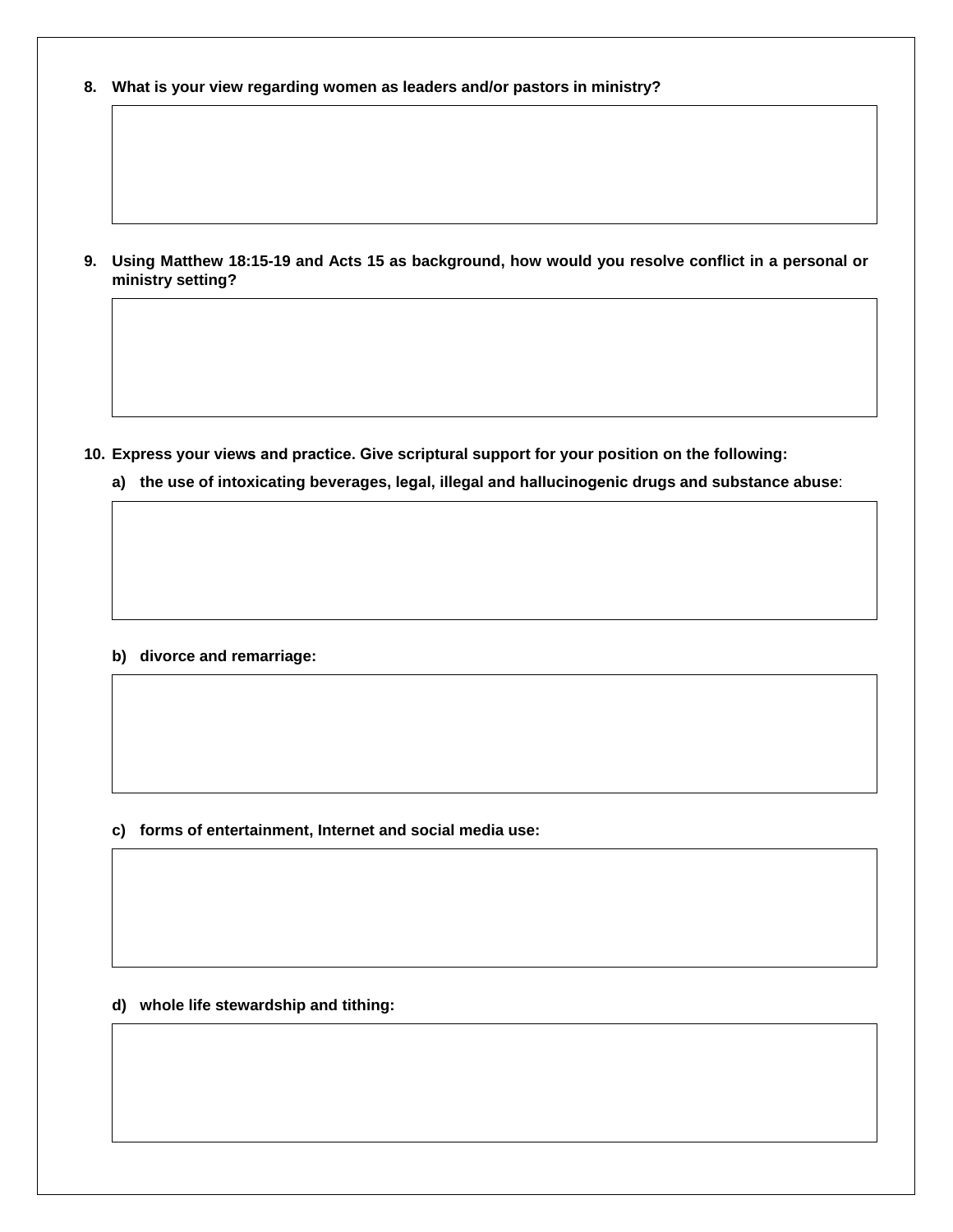**8. What is your view regarding women as leaders and/or pastors in ministry?**

**9. Using Matthew 18:15-19 and Acts 15 as background, how would you resolve conflict in a personal or ministry setting?**

**10. Express your views and practice. Give scriptural support for your position on the following:**

**a) the use of intoxicating beverages, legal, illegal and hallucinogenic drugs and substance abuse**:

**b) divorce and remarriage:**

**c) forms of entertainment, Internet and social media use:**

**d) whole life stewardship and tithing:**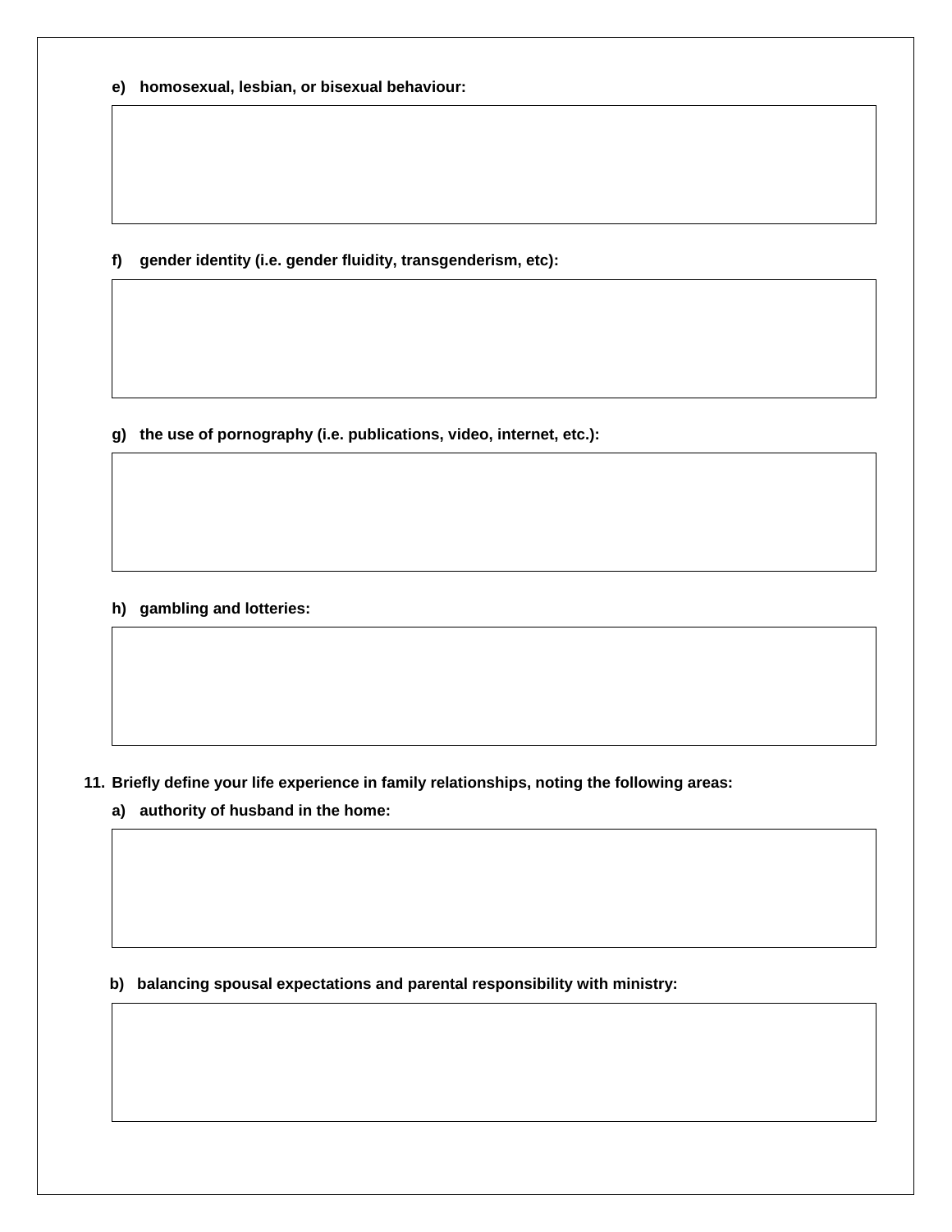**e) homosexual, lesbian, or bisexual behaviour:**

**f) gender identity (i.e. gender fluidity, transgenderism, etc):**

**g) the use of pornography (i.e. publications, video, internet, etc.):**

**h) gambling and lotteries:**

**11. Briefly define your life experience in family relationships, noting the following areas:**

**a) authority of husband in the home:**

**b) balancing spousal expectations and parental responsibility with ministry:**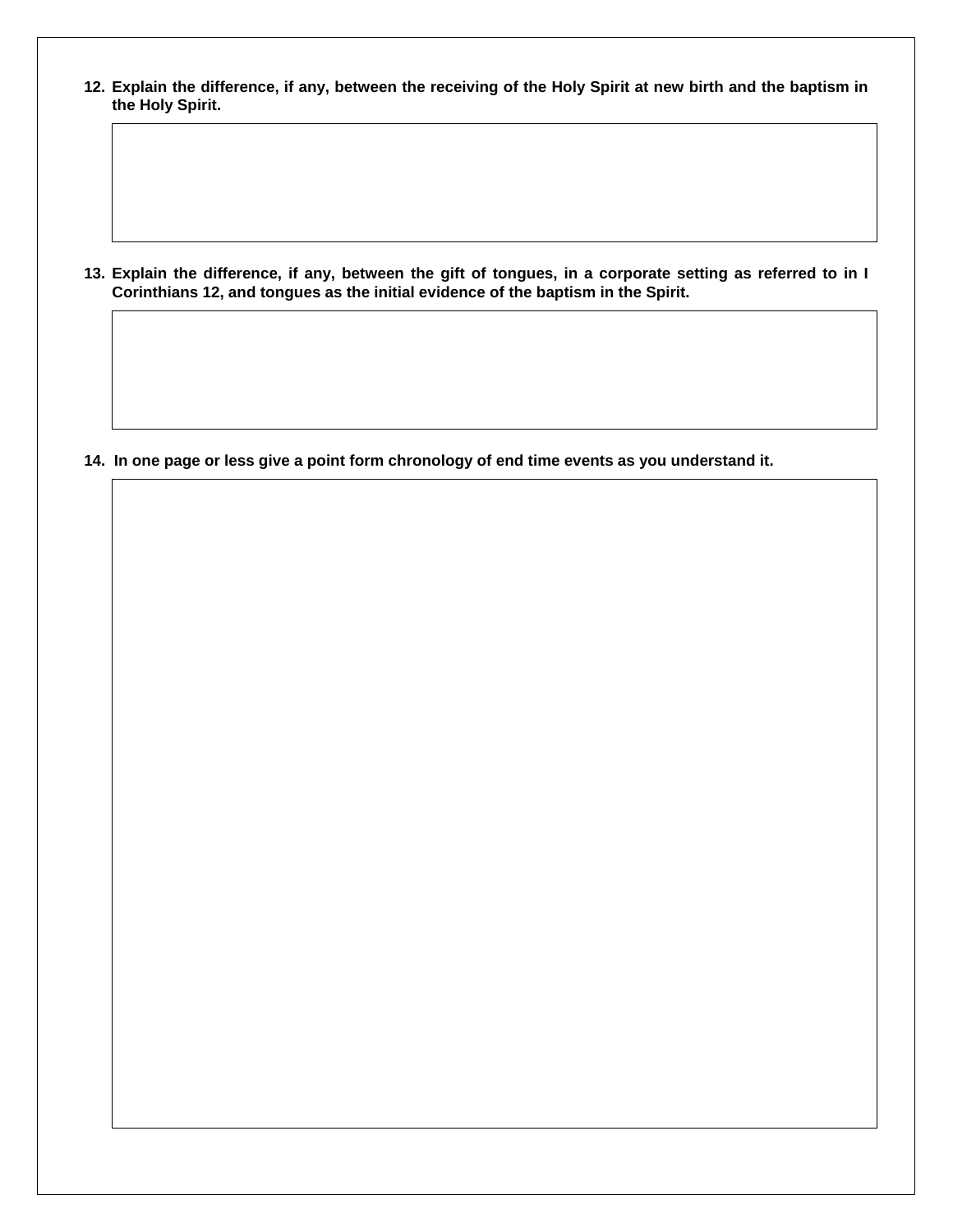**12. Explain the difference, if any, between the receiving of the Holy Spirit at new birth and the baptism in the Holy Spirit.**

**13. Explain the difference, if any, between the gift of tongues, in a corporate setting as referred to in I Corinthians 12, and tongues as the initial evidence of the baptism in the Spirit.**

**14. In one page or less give a point form chronology of end time events as you understand it.**